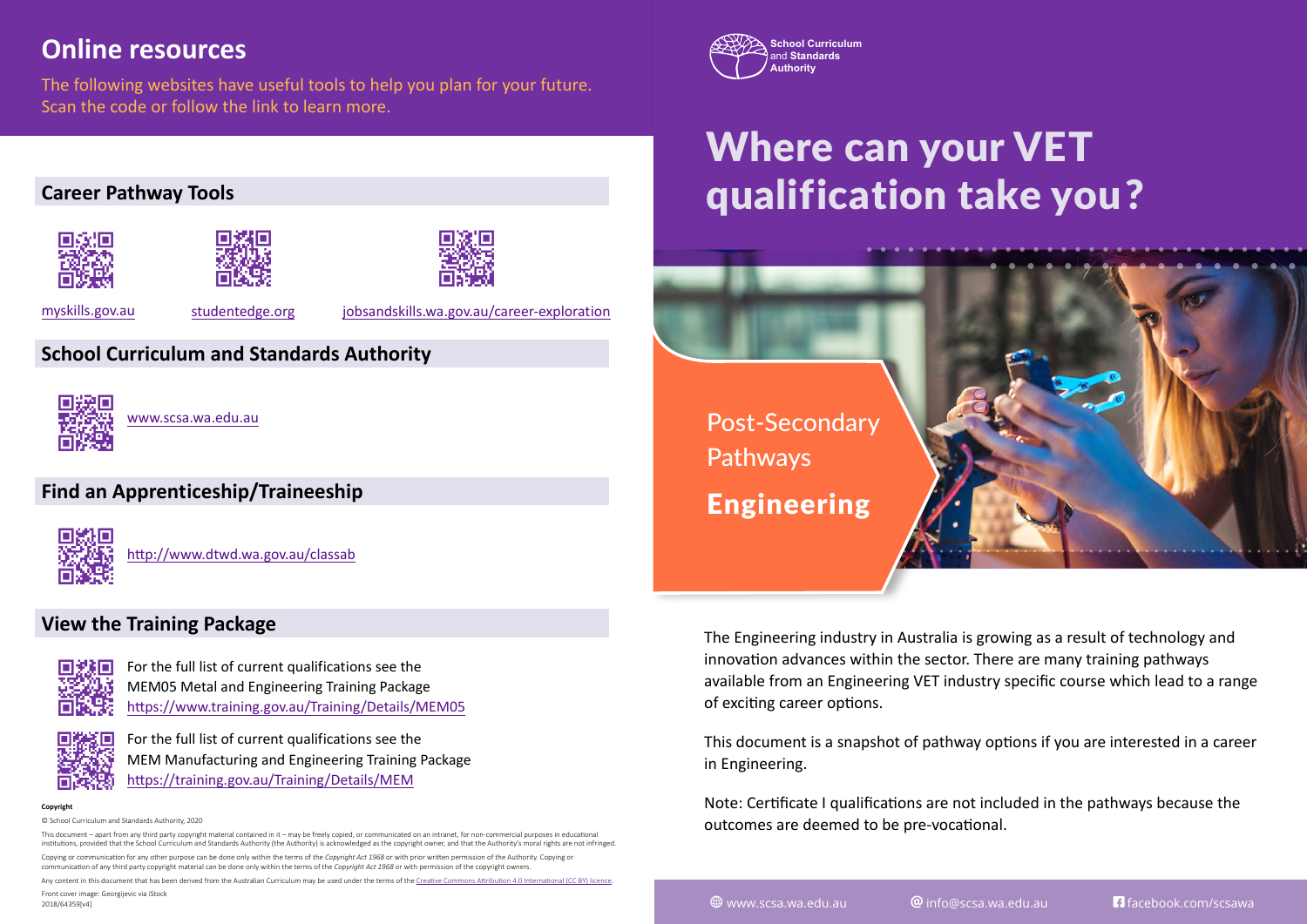# Online resources

The following websites have useful tools to help you plan for your future. Scan the code or follow the link to learn more.

## Career Pathway Tools

myskills.gov.au

studentedge.org

jobsandskills.wa.gov.au/career-exploration

## School Curriculum and Standards Authority

www.scsa.wa.edu.au

## Find an Apprenticeship/Traineeship

http://www.dtwd.wa.gov.au/classab

## View the Training Package

For the full list of current qualifications see the MEM05 Metal and Engineering Training Package https://www.training.gov.au/Training/Details/MEM05

For the full list of current qualifications see the MEM Manufacturing and Engineering Training Package https://training.gov.au/Training/Details/MEM

**Copyright**

© School Curriculum and Standards Authority, 2020

This document – apart from any third party copyright material contained in it – may be freely copied, or communicated on an intranet, for non-commercial purposes in educational institutions, provided that the School Curriculum and Standards Authority (the Authority) is acknowledged as the copyright owner, and that the Authority's moral rights are not infringed.

Copying or communication for any other purpose can be done only within the terms of the *Copyright Act 1968* or with prior written permission of the Authority. Copying or communication of any third party copyright material can be done only within the terms of the *Copyright Act 1968* or with permission of the copyright owners.

Any content in this document that has been derived from the Australian Curriculum may be used under the terms of the Creative Commons Attribution 4.0 International (CC BY) licence.

Front cover image: Georgijevic via iStock

2018/64359[v4]

School Curriculum and Standards Authority

# Where can your VET qualification take you?

Post-Secondary Pathways

**Engineering**

The Engineering industry in Australia is growing as a result of technology and innovation advances within the sector. There are many training pathways available from an Engineering VET industry specific course which lead to a range of exciting career options.

This document is a snapshot of pathway options if you are interested in a career in Engineering.

Note: Certificate I qualifications are not included in the pathways because the outcomes are deemed to be pre-vocational.

www.scsa.wa.edu.au | info@scsa.wa.edu.au | facebook.com/scsawa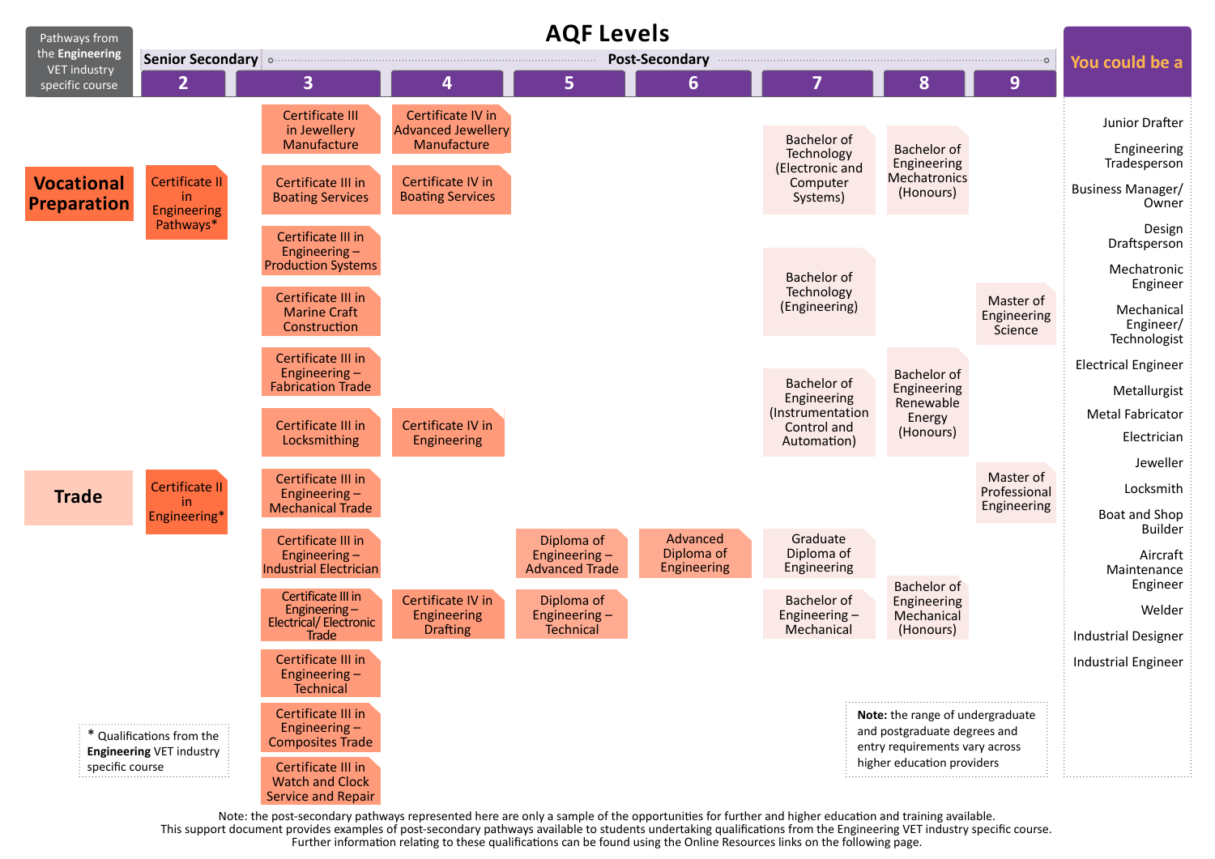# AQF Levels

Pathways from the **Engineering** VET industry specific course

| | Senior Secondary | Post-Secondary | | | | | | |
|---|---|---|---|---|---|---|---|---|
| | 2 | 3 | 4 | 5 | 6 | 7 | 8 | 9 |
| **Vocational Preparation** | Certificate II in Engineering Pathways* | Certificate III in Jewellery Manufacture | Certificate IV in Advanced Jewellery Manufacture | | | Bachelor of Technology (Electronic and Computer Systems) | Bachelor of Engineering Mechatronics (Honours) | |
| | | Certificate III in Boating Services | Certificate IV in Boating Services | | | | | |
| | | Certificate III in Engineering – Production Systems | | | | | | |
| | | Certificate III in Marine Craft Construction | | | | Bachelor of Technology (Engineering) | | Master of Engineering Science |
| | | Certificate III in Engineering – Fabrication Trade | | | | Bachelor of Engineering (Instrumentation Control and Automation) | Bachelor of Engineering Renewable Energy (Honours) | |
| | | Certificate III in Locksmithing | Certificate IV in Engineering | | | | | |
| **Trade** | Certificate II in Engineering* | Certificate III in Engineering – Mechanical Trade | | | | | | Master of Professional Engineering |
| | | Certificate III in Engineering – Industrial Electrician | | Diploma of Engineering – Advanced Trade | Advanced Diploma of Engineering | Graduate Diploma of Engineering | | |
| | | Certificate III in Engineering – Electrical/ Electronic Trade | Certificate IV in Engineering Drafting | Diploma of Engineering – Technical | | Bachelor of Engineering – Mechanical | Bachelor of Engineering Mechanical (Honours) | |
| | | Certificate III in Engineering – Technical | | | | | | |
| | | Certificate III in Engineering – Composites Trade | | | | | | |
| | | Certificate III in Watch and Clock Service and Repair | | | | | | |

## You could be a

- Junior Drafter
- Engineering Tradesperson
- Business Manager/ Owner
- Design Draftsperson
- Mechatronic Engineer
- Mechanical Engineer/ Technologist
- Electrical Engineer
- Metallurgist
- Metal Fabricator
- Electrician
- Jeweller
- Locksmith
- Boat and Shop Builder
- Aircraft Maintenance Engineer
- Welder
- Industrial Designer
- Industrial Engineer

\* Qualifications from the **Engineering** VET industry specific course

**Note:** the range of undergraduate and postgraduate degrees and entry requirements vary across higher education providers

Note: the post-secondary pathways represented here are only a sample of the opportunities for further and higher education and training available.
This support document provides examples of post-secondary pathways available to students undertaking qualifications from the Engineering VET industry specific course.
Further information relating to these qualifications can be found using the Online Resources links on the following page.